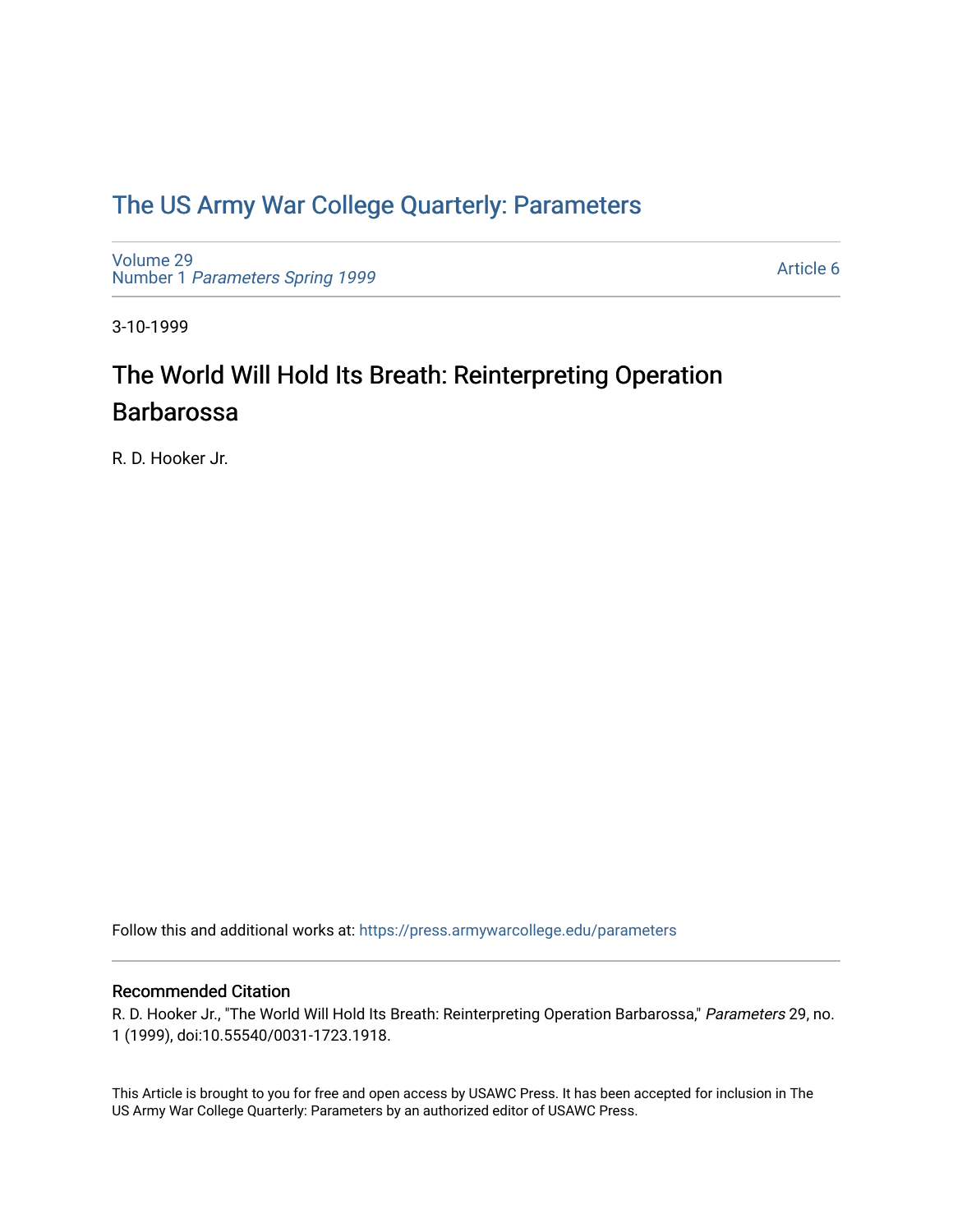# The US Army War College Quarterly: Parameters

Volume 29
Number 1 *Parameters Spring 1999*

Article 6

3-10-1999

## The World Will Hold Its Breath: Reinterpreting Operation Barbarossa

R. D. Hooker Jr.

Follow this and additional works at: https://press.armywarcollege.edu/parameters

### Recommended Citation

R. D. Hooker Jr., "The World Will Hold Its Breath: Reinterpreting Operation Barbarossa," *Parameters* 29, no. 1 (1999), doi:10.55540/0031-1723.1918.

This Article is brought to you for free and open access by USAWC Press. It has been accepted for inclusion in The US Army War College Quarterly: Parameters by an authorized editor of USAWC Press.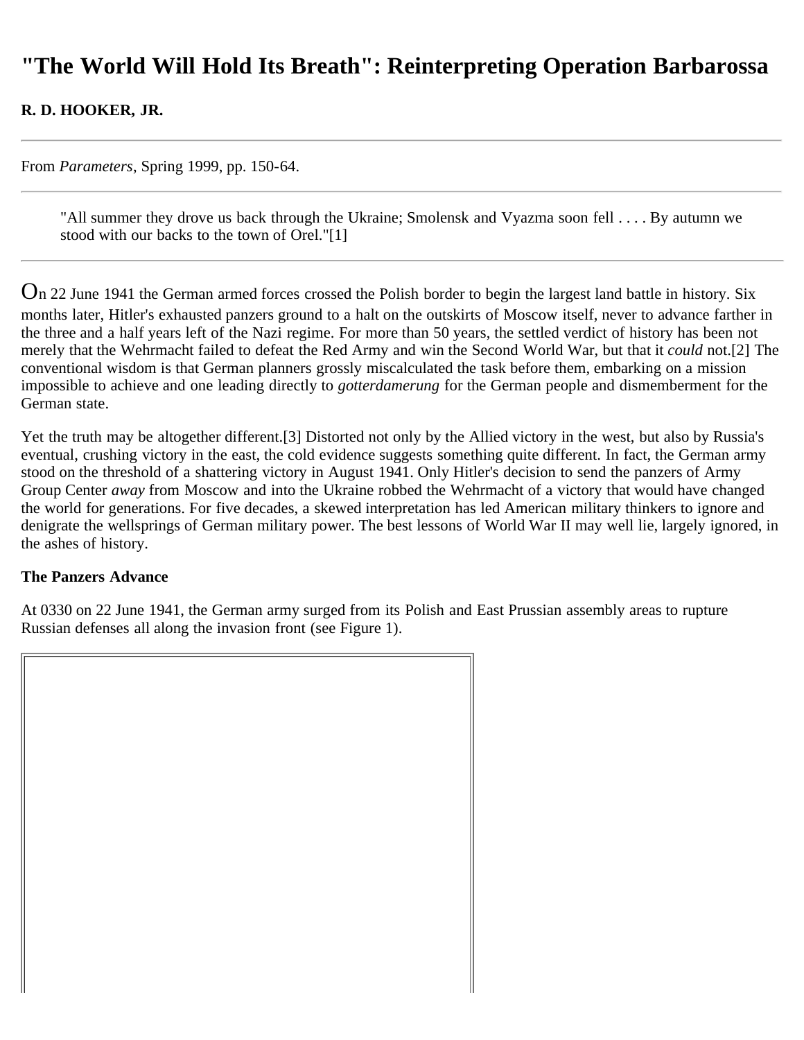# "The World Will Hold Its Breath": Reinterpreting Operation Barbarossa

**R. D. HOOKER, JR.**

---

From *Parameters*, Spring 1999, pp. 150-64.

---

> "All summer they drove us back through the Ukraine; Smolensk and Vyazma soon fell . . . . By autumn we stood with our backs to the town of Orel."[1]

---

On 22 June 1941 the German armed forces crossed the Polish border to begin the largest land battle in history. Six months later, Hitler's exhausted panzers ground to a halt on the outskirts of Moscow itself, never to advance farther in the three and a half years left of the Nazi regime. For more than 50 years, the settled verdict of history has been not merely that the Wehrmacht failed to defeat the Red Army and win the Second World War, but that it *could* not.[2] The conventional wisdom is that German planners grossly miscalculated the task before them, embarking on a mission impossible to achieve and one leading directly to *gotterdamerung* for the German people and dismemberment for the German state.

Yet the truth may be altogether different.[3] Distorted not only by the Allied victory in the west, but also by Russia's eventual, crushing victory in the east, the cold evidence suggests something quite different. In fact, the German army stood on the threshold of a shattering victory in August 1941. Only Hitler's decision to send the panzers of Army Group Center *away* from Moscow and into the Ukraine robbed the Wehrmacht of a victory that would have changed the world for generations. For five decades, a skewed interpretation has led American military thinkers to ignore and denigrate the wellsprings of German military power. The best lessons of World War II may well lie, largely ignored, in the ashes of history.

**The Panzers Advance**

At 0330 on 22 June 1941, the German army surged from its Polish and East Prussian assembly areas to rupture Russian defenses all along the invasion front (see Figure 1).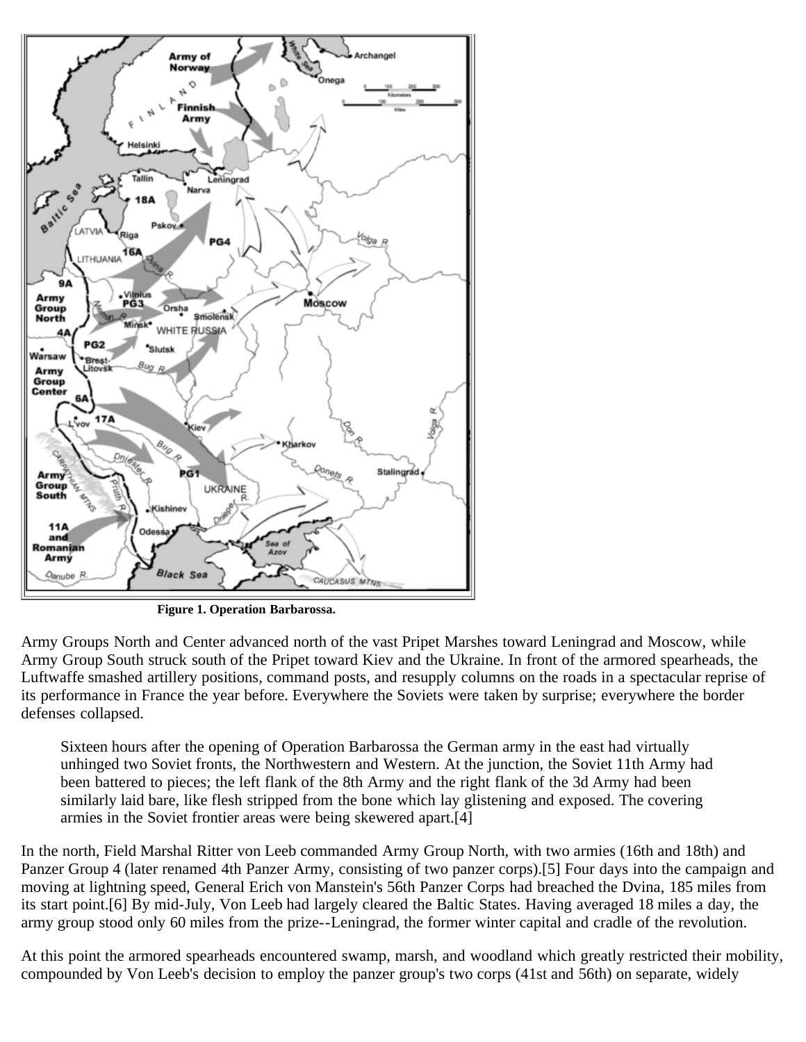Figure 1. Operation Barbarossa.

Army Groups North and Center advanced north of the vast Pripet Marshes toward Leningrad and Moscow, while Army Group South struck south of the Pripet toward Kiev and the Ukraine. In front of the armored spearheads, the Luftwaffe smashed artillery positions, command posts, and resupply columns on the roads in a spectacular reprise of its performance in France the year before. Everywhere the Soviets were taken by surprise; everywhere the border defenses collapsed.

> Sixteen hours after the opening of Operation Barbarossa the German army in the east had virtually unhinged two Soviet fronts, the Northwestern and Western. At the junction, the Soviet 11th Army had been battered to pieces; the left flank of the 8th Army and the right flank of the 3d Army had been similarly laid bare, like flesh stripped from the bone which lay glistening and exposed. The covering armies in the Soviet frontier areas were being skewered apart.[4]

In the north, Field Marshal Ritter von Leeb commanded Army Group North, with two armies (16th and 18th) and Panzer Group 4 (later renamed 4th Panzer Army, consisting of two panzer corps).[5] Four days into the campaign and moving at lightning speed, General Erich von Manstein's 56th Panzer Corps had breached the Dvina, 185 miles from its start point.[6] By mid-July, Von Leeb had largely cleared the Baltic States. Having averaged 18 miles a day, the army group stood only 60 miles from the prize--Leningrad, the former winter capital and cradle of the revolution.

At this point the armored spearheads encountered swamp, marsh, and woodland which greatly restricted their mobility, compounded by Von Leeb's decision to employ the panzer group's two corps (41st and 56th) on separate, widely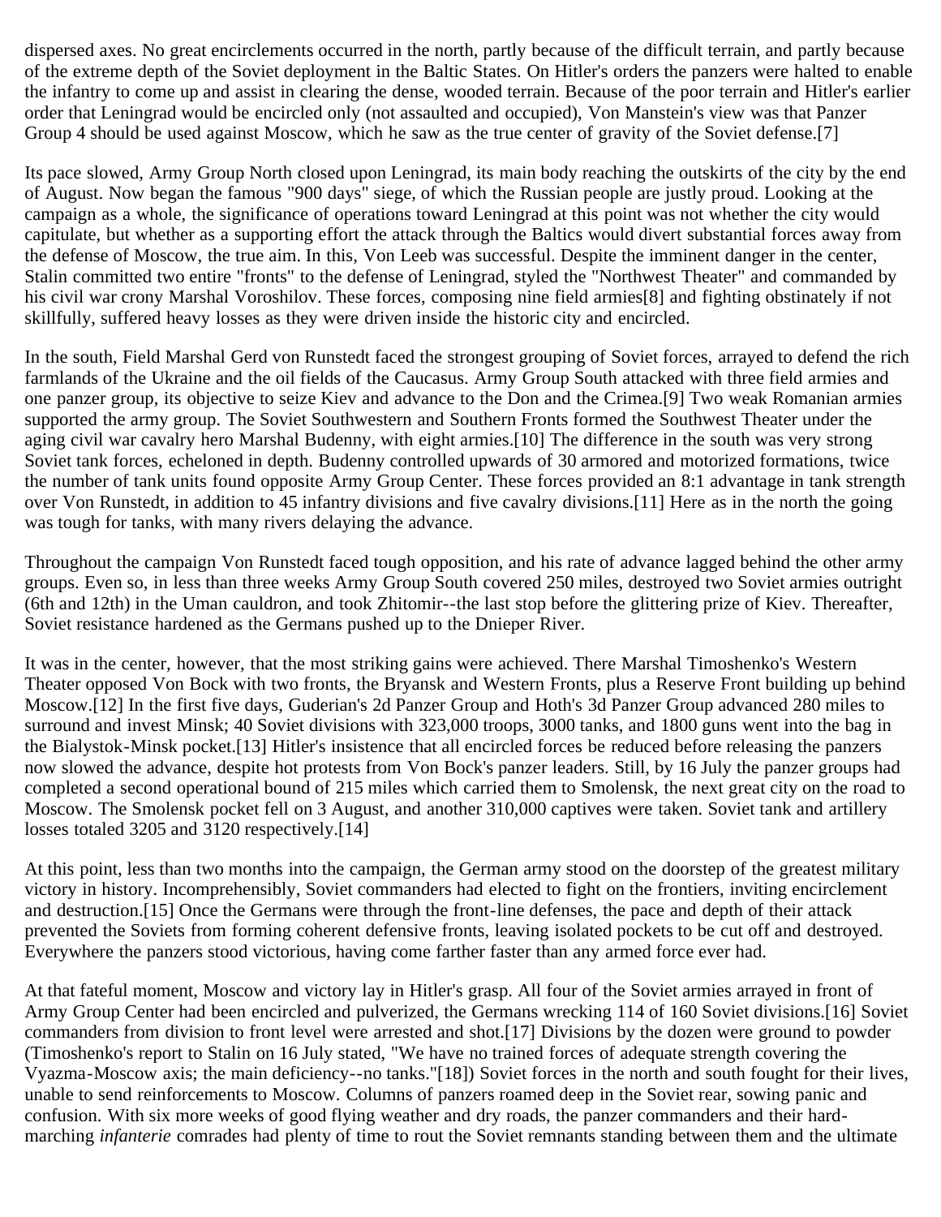dispersed axes. No great encirclements occurred in the north, partly because of the difficult terrain, and partly because of the extreme depth of the Soviet deployment in the Baltic States. On Hitler's orders the panzers were halted to enable the infantry to come up and assist in clearing the dense, wooded terrain. Because of the poor terrain and Hitler's earlier order that Leningrad would be encircled only (not assaulted and occupied), Von Manstein's view was that Panzer Group 4 should be used against Moscow, which he saw as the true center of gravity of the Soviet defense.[7]

Its pace slowed, Army Group North closed upon Leningrad, its main body reaching the outskirts of the city by the end of August. Now began the famous "900 days" siege, of which the Russian people are justly proud. Looking at the campaign as a whole, the significance of operations toward Leningrad at this point was not whether the city would capitulate, but whether as a supporting effort the attack through the Baltics would divert substantial forces away from the defense of Moscow, the true aim. In this, Von Leeb was successful. Despite the imminent danger in the center, Stalin committed two entire "fronts" to the defense of Leningrad, styled the "Northwest Theater" and commanded by his civil war crony Marshal Voroshilov. These forces, composing nine field armies[8] and fighting obstinately if not skillfully, suffered heavy losses as they were driven inside the historic city and encircled.

In the south, Field Marshal Gerd von Runstedt faced the strongest grouping of Soviet forces, arrayed to defend the rich farmlands of the Ukraine and the oil fields of the Caucasus. Army Group South attacked with three field armies and one panzer group, its objective to seize Kiev and advance to the Don and the Crimea.[9] Two weak Romanian armies supported the army group. The Soviet Southwestern and Southern Fronts formed the Southwest Theater under the aging civil war cavalry hero Marshal Budenny, with eight armies.[10] The difference in the south was very strong Soviet tank forces, echeloned in depth. Budenny controlled upwards of 30 armored and motorized formations, twice the number of tank units found opposite Army Group Center. These forces provided an 8:1 advantage in tank strength over Von Runstedt, in addition to 45 infantry divisions and five cavalry divisions.[11] Here as in the north the going was tough for tanks, with many rivers delaying the advance.

Throughout the campaign Von Runstedt faced tough opposition, and his rate of advance lagged behind the other army groups. Even so, in less than three weeks Army Group South covered 250 miles, destroyed two Soviet armies outright (6th and 12th) in the Uman cauldron, and took Zhitomir--the last stop before the glittering prize of Kiev. Thereafter, Soviet resistance hardened as the Germans pushed up to the Dnieper River.

It was in the center, however, that the most striking gains were achieved. There Marshal Timoshenko's Western Theater opposed Von Bock with two fronts, the Bryansk and Western Fronts, plus a Reserve Front building up behind Moscow.[12] In the first five days, Guderian's 2d Panzer Group and Hoth's 3d Panzer Group advanced 280 miles to surround and invest Minsk; 40 Soviet divisions with 323,000 troops, 3000 tanks, and 1800 guns went into the bag in the Bialystok-Minsk pocket.[13] Hitler's insistence that all encircled forces be reduced before releasing the panzers now slowed the advance, despite hot protests from Von Bock's panzer leaders. Still, by 16 July the panzer groups had completed a second operational bound of 215 miles which carried them to Smolensk, the next great city on the road to Moscow. The Smolensk pocket fell on 3 August, and another 310,000 captives were taken. Soviet tank and artillery losses totaled 3205 and 3120 respectively.[14]

At this point, less than two months into the campaign, the German army stood on the doorstep of the greatest military victory in history. Incomprehensibly, Soviet commanders had elected to fight on the frontiers, inviting encirclement and destruction.[15] Once the Germans were through the front-line defenses, the pace and depth of their attack prevented the Soviets from forming coherent defensive fronts, leaving isolated pockets to be cut off and destroyed. Everywhere the panzers stood victorious, having come farther faster than any armed force ever had.

At that fateful moment, Moscow and victory lay in Hitler's grasp. All four of the Soviet armies arrayed in front of Army Group Center had been encircled and pulverized, the Germans wrecking 114 of 160 Soviet divisions.[16] Soviet commanders from division to front level were arrested and shot.[17] Divisions by the dozen were ground to powder (Timoshenko's report to Stalin on 16 July stated, "We have no trained forces of adequate strength covering the Vyazma-Moscow axis; the main deficiency--no tanks."[18]) Soviet forces in the north and south fought for their lives, unable to send reinforcements to Moscow. Columns of panzers roamed deep in the Soviet rear, sowing panic and confusion. With six more weeks of good flying weather and dry roads, the panzer commanders and their hard-marching *infanterie* comrades had plenty of time to rout the Soviet remnants standing between them and the ultimate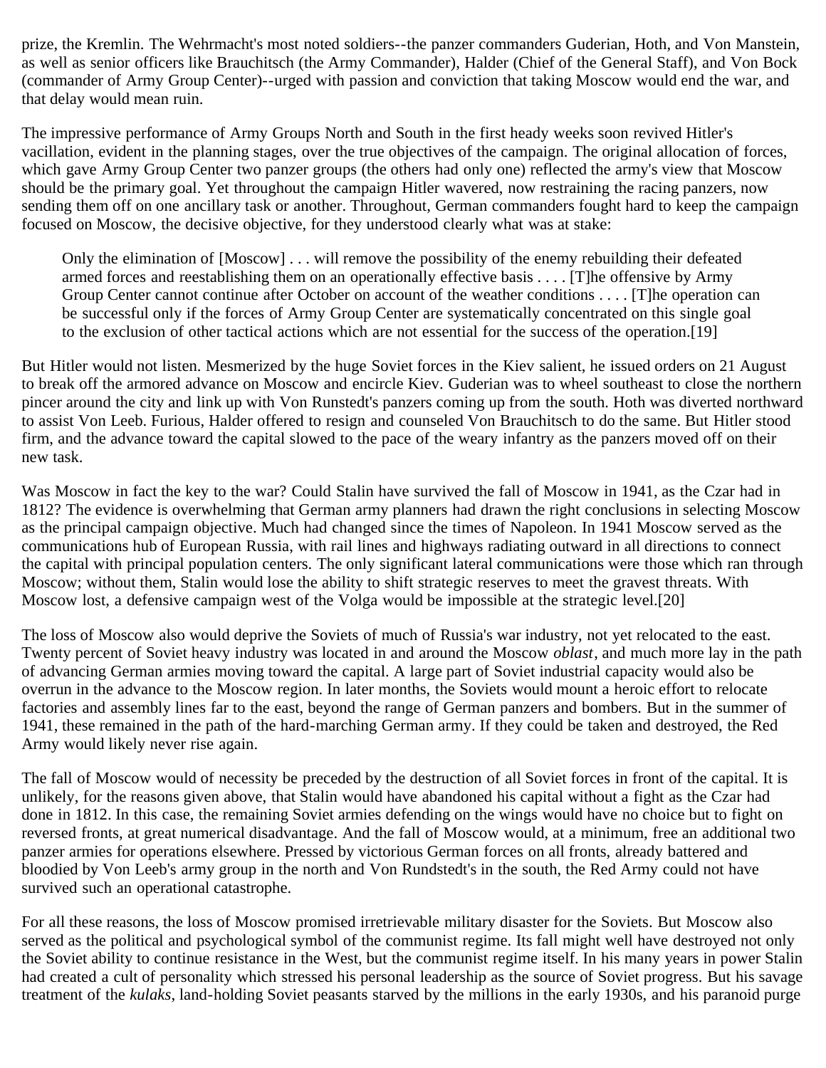prize, the Kremlin. The Wehrmacht's most noted soldiers--the panzer commanders Guderian, Hoth, and Von Manstein, as well as senior officers like Brauchitsch (the Army Commander), Halder (Chief of the General Staff), and Von Bock (commander of Army Group Center)--urged with passion and conviction that taking Moscow would end the war, and that delay would mean ruin.

The impressive performance of Army Groups North and South in the first heady weeks soon revived Hitler's vacillation, evident in the planning stages, over the true objectives of the campaign. The original allocation of forces, which gave Army Group Center two panzer groups (the others had only one) reflected the army's view that Moscow should be the primary goal. Yet throughout the campaign Hitler wavered, now restraining the racing panzers, now sending them off on one ancillary task or another. Throughout, German commanders fought hard to keep the campaign focused on Moscow, the decisive objective, for they understood clearly what was at stake:

> Only the elimination of [Moscow] . . . will remove the possibility of the enemy rebuilding their defeated armed forces and reestablishing them on an operationally effective basis . . . . [T]he offensive by Army Group Center cannot continue after October on account of the weather conditions . . . . [T]he operation can be successful only if the forces of Army Group Center are systematically concentrated on this single goal to the exclusion of other tactical actions which are not essential for the success of the operation.[19]

But Hitler would not listen. Mesmerized by the huge Soviet forces in the Kiev salient, he issued orders on 21 August to break off the armored advance on Moscow and encircle Kiev. Guderian was to wheel southeast to close the northern pincer around the city and link up with Von Runstedt's panzers coming up from the south. Hoth was diverted northward to assist Von Leeb. Furious, Halder offered to resign and counseled Von Brauchitsch to do the same. But Hitler stood firm, and the advance toward the capital slowed to the pace of the weary infantry as the panzers moved off on their new task.

Was Moscow in fact the key to the war? Could Stalin have survived the fall of Moscow in 1941, as the Czar had in 1812? The evidence is overwhelming that German army planners had drawn the right conclusions in selecting Moscow as the principal campaign objective. Much had changed since the times of Napoleon. In 1941 Moscow served as the communications hub of European Russia, with rail lines and highways radiating outward in all directions to connect the capital with principal population centers. The only significant lateral communications were those which ran through Moscow; without them, Stalin would lose the ability to shift strategic reserves to meet the gravest threats. With Moscow lost, a defensive campaign west of the Volga would be impossible at the strategic level.[20]

The loss of Moscow also would deprive the Soviets of much of Russia's war industry, not yet relocated to the east. Twenty percent of Soviet heavy industry was located in and around the Moscow *oblast*, and much more lay in the path of advancing German armies moving toward the capital. A large part of Soviet industrial capacity would also be overrun in the advance to the Moscow region. In later months, the Soviets would mount a heroic effort to relocate factories and assembly lines far to the east, beyond the range of German panzers and bombers. But in the summer of 1941, these remained in the path of the hard-marching German army. If they could be taken and destroyed, the Red Army would likely never rise again.

The fall of Moscow would of necessity be preceded by the destruction of all Soviet forces in front of the capital. It is unlikely, for the reasons given above, that Stalin would have abandoned his capital without a fight as the Czar had done in 1812. In this case, the remaining Soviet armies defending on the wings would have no choice but to fight on reversed fronts, at great numerical disadvantage. And the fall of Moscow would, at a minimum, free an additional two panzer armies for operations elsewhere. Pressed by victorious German forces on all fronts, already battered and bloodied by Von Leeb's army group in the north and Von Rundstedt's in the south, the Red Army could not have survived such an operational catastrophe.

For all these reasons, the loss of Moscow promised irretrievable military disaster for the Soviets. But Moscow also served as the political and psychological symbol of the communist regime. Its fall might well have destroyed not only the Soviet ability to continue resistance in the West, but the communist regime itself. In his many years in power Stalin had created a cult of personality which stressed his personal leadership as the source of Soviet progress. But his savage treatment of the *kulaks*, land-holding Soviet peasants starved by the millions in the early 1930s, and his paranoid purge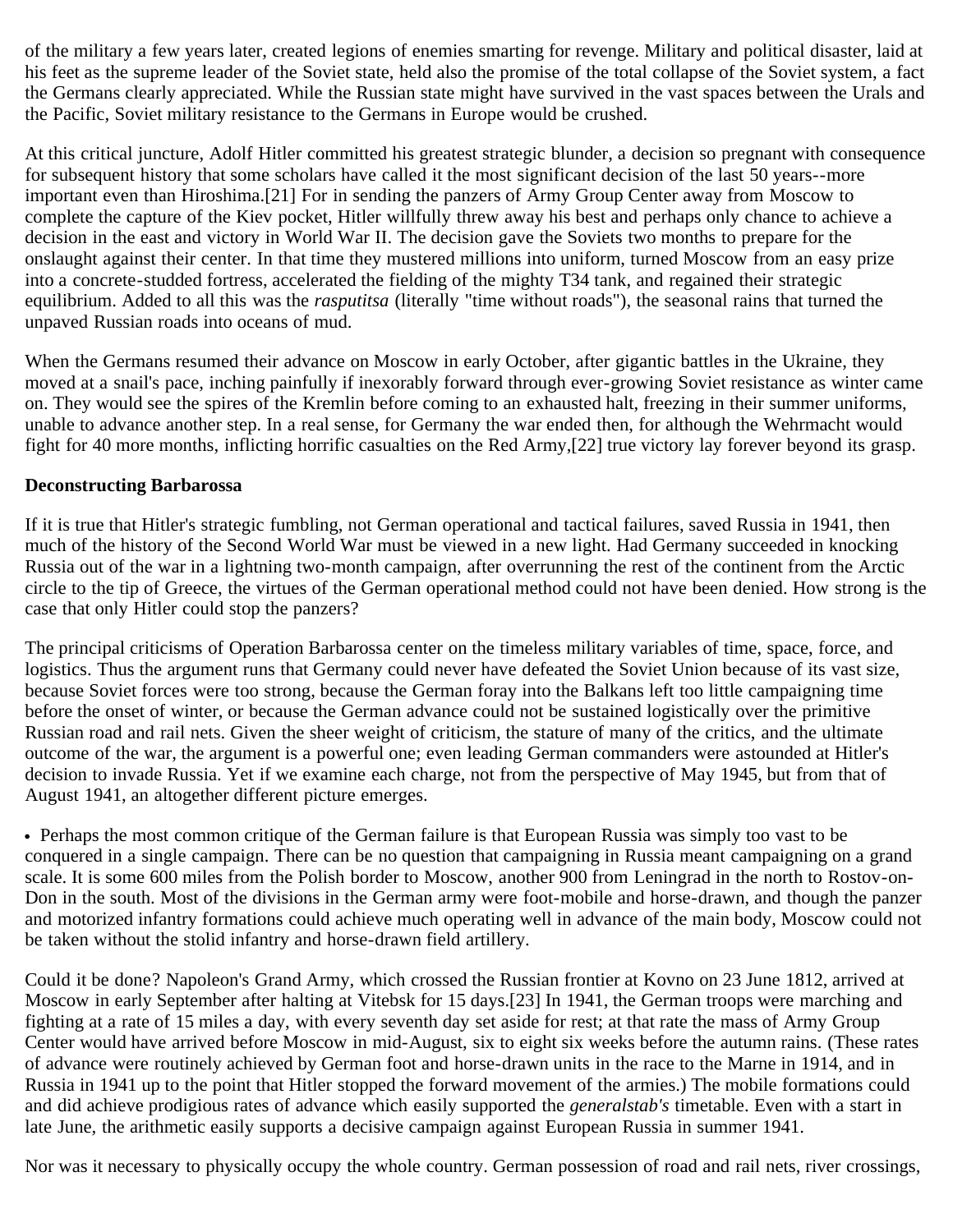of the military a few years later, created legions of enemies smarting for revenge. Military and political disaster, laid at his feet as the supreme leader of the Soviet state, held also the promise of the total collapse of the Soviet system, a fact the Germans clearly appreciated. While the Russian state might have survived in the vast spaces between the Urals and the Pacific, Soviet military resistance to the Germans in Europe would be crushed.

At this critical juncture, Adolf Hitler committed his greatest strategic blunder, a decision so pregnant with consequence for subsequent history that some scholars have called it the most significant decision of the last 50 years--more important even than Hiroshima.[21] For in sending the panzers of Army Group Center away from Moscow to complete the capture of the Kiev pocket, Hitler willfully threw away his best and perhaps only chance to achieve a decision in the east and victory in World War II. The decision gave the Soviets two months to prepare for the onslaught against their center. In that time they mustered millions into uniform, turned Moscow from an easy prize into a concrete-studded fortress, accelerated the fielding of the mighty T34 tank, and regained their strategic equilibrium. Added to all this was the *rasputitsa* (literally "time without roads"), the seasonal rains that turned the unpaved Russian roads into oceans of mud.

When the Germans resumed their advance on Moscow in early October, after gigantic battles in the Ukraine, they moved at a snail's pace, inching painfully if inexorably forward through ever-growing Soviet resistance as winter came on. They would see the spires of the Kremlin before coming to an exhausted halt, freezing in their summer uniforms, unable to advance another step. In a real sense, for Germany the war ended then, for although the Wehrmacht would fight for 40 more months, inflicting horrific casualties on the Red Army,[22] true victory lay forever beyond its grasp.

**Deconstructing Barbarossa**

If it is true that Hitler's strategic fumbling, not German operational and tactical failures, saved Russia in 1941, then much of the history of the Second World War must be viewed in a new light. Had Germany succeeded in knocking Russia out of the war in a lightning two-month campaign, after overrunning the rest of the continent from the Arctic circle to the tip of Greece, the virtues of the German operational method could not have been denied. How strong is the case that only Hitler could stop the panzers?

The principal criticisms of Operation Barbarossa center on the timeless military variables of time, space, force, and logistics. Thus the argument runs that Germany could never have defeated the Soviet Union because of its vast size, because Soviet forces were too strong, because the German foray into the Balkans left too little campaigning time before the onset of winter, or because the German advance could not be sustained logistically over the primitive Russian road and rail nets. Given the sheer weight of criticism, the stature of many of the critics, and the ultimate outcome of the war, the argument is a powerful one; even leading German commanders were astounded at Hitler's decision to invade Russia. Yet if we examine each charge, not from the perspective of May 1945, but from that of August 1941, an altogether different picture emerges.

- Perhaps the most common critique of the German failure is that European Russia was simply too vast to be conquered in a single campaign. There can be no question that campaigning in Russia meant campaigning on a grand scale. It is some 600 miles from the Polish border to Moscow, another 900 from Leningrad in the north to Rostov-on-Don in the south. Most of the divisions in the German army were foot-mobile and horse-drawn, and though the panzer and motorized infantry formations could achieve much operating well in advance of the main body, Moscow could not be taken without the stolid infantry and horse-drawn field artillery.

Could it be done? Napoleon's Grand Army, which crossed the Russian frontier at Kovno on 23 June 1812, arrived at Moscow in early September after halting at Vitebsk for 15 days.[23] In 1941, the German troops were marching and fighting at a rate of 15 miles a day, with every seventh day set aside for rest; at that rate the mass of Army Group Center would have arrived before Moscow in mid-August, six to eight six weeks before the autumn rains. (These rates of advance were routinely achieved by German foot and horse-drawn units in the race to the Marne in 1914, and in Russia in 1941 up to the point that Hitler stopped the forward movement of the armies.) The mobile formations could and did achieve prodigious rates of advance which easily supported the *generalstab's* timetable. Even with a start in late June, the arithmetic easily supports a decisive campaign against European Russia in summer 1941.

Nor was it necessary to physically occupy the whole country. German possession of road and rail nets, river crossings,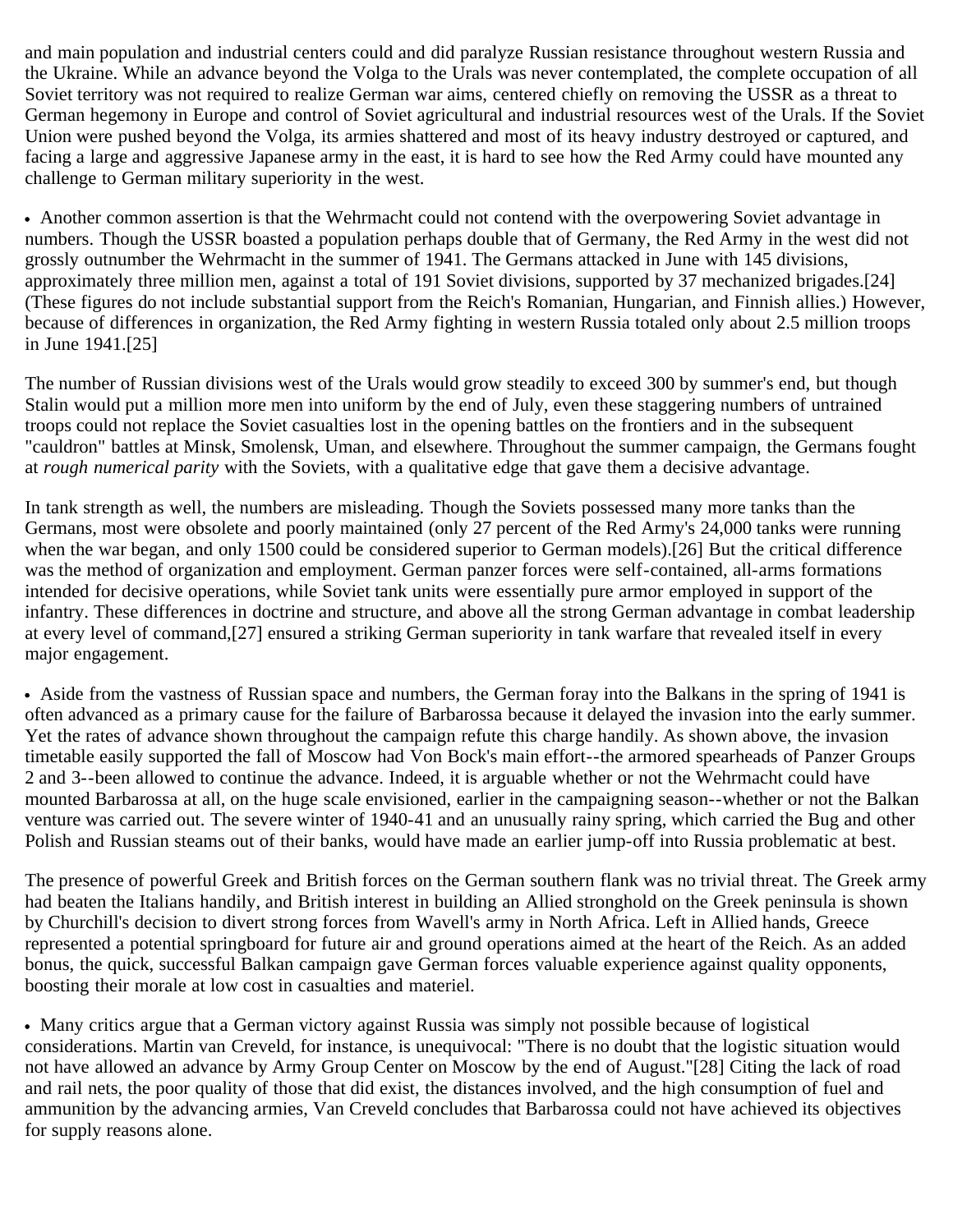and main population and industrial centers could and did paralyze Russian resistance throughout western Russia and the Ukraine. While an advance beyond the Volga to the Urals was never contemplated, the complete occupation of all Soviet territory was not required to realize German war aims, centered chiefly on removing the USSR as a threat to German hegemony in Europe and control of Soviet agricultural and industrial resources west of the Urals. If the Soviet Union were pushed beyond the Volga, its armies shattered and most of its heavy industry destroyed or captured, and facing a large and aggressive Japanese army in the east, it is hard to see how the Red Army could have mounted any challenge to German military superiority in the west.

- Another common assertion is that the Wehrmacht could not contend with the overpowering Soviet advantage in numbers. Though the USSR boasted a population perhaps double that of Germany, the Red Army in the west did not grossly outnumber the Wehrmacht in the summer of 1941. The Germans attacked in June with 145 divisions, approximately three million men, against a total of 191 Soviet divisions, supported by 37 mechanized brigades.[24] (These figures do not include substantial support from the Reich's Romanian, Hungarian, and Finnish allies.) However, because of differences in organization, the Red Army fighting in western Russia totaled only about 2.5 million troops in June 1941.[25]

The number of Russian divisions west of the Urals would grow steadily to exceed 300 by summer's end, but though Stalin would put a million more men into uniform by the end of July, even these staggering numbers of untrained troops could not replace the Soviet casualties lost in the opening battles on the frontiers and in the subsequent "cauldron" battles at Minsk, Smolensk, Uman, and elsewhere. Throughout the summer campaign, the Germans fought at *rough numerical parity* with the Soviets, with a qualitative edge that gave them a decisive advantage.

In tank strength as well, the numbers are misleading. Though the Soviets possessed many more tanks than the Germans, most were obsolete and poorly maintained (only 27 percent of the Red Army's 24,000 tanks were running when the war began, and only 1500 could be considered superior to German models).[26] But the critical difference was the method of organization and employment. German panzer forces were self-contained, all-arms formations intended for decisive operations, while Soviet tank units were essentially pure armor employed in support of the infantry. These differences in doctrine and structure, and above all the strong German advantage in combat leadership at every level of command,[27] ensured a striking German superiority in tank warfare that revealed itself in every major engagement.

- Aside from the vastness of Russian space and numbers, the German foray into the Balkans in the spring of 1941 is often advanced as a primary cause for the failure of Barbarossa because it delayed the invasion into the early summer. Yet the rates of advance shown throughout the campaign refute this charge handily. As shown above, the invasion timetable easily supported the fall of Moscow had Von Bock's main effort--the armored spearheads of Panzer Groups 2 and 3--been allowed to continue the advance. Indeed, it is arguable whether or not the Wehrmacht could have mounted Barbarossa at all, on the huge scale envisioned, earlier in the campaigning season--whether or not the Balkan venture was carried out. The severe winter of 1940-41 and an unusually rainy spring, which carried the Bug and other Polish and Russian steams out of their banks, would have made an earlier jump-off into Russia problematic at best.

The presence of powerful Greek and British forces on the German southern flank was no trivial threat. The Greek army had beaten the Italians handily, and British interest in building an Allied stronghold on the Greek peninsula is shown by Churchill's decision to divert strong forces from Wavell's army in North Africa. Left in Allied hands, Greece represented a potential springboard for future air and ground operations aimed at the heart of the Reich. As an added bonus, the quick, successful Balkan campaign gave German forces valuable experience against quality opponents, boosting their morale at low cost in casualties and materiel.

- Many critics argue that a German victory against Russia was simply not possible because of logistical considerations. Martin van Creveld, for instance, is unequivocal: "There is no doubt that the logistic situation would not have allowed an advance by Army Group Center on Moscow by the end of August."[28] Citing the lack of road and rail nets, the poor quality of those that did exist, the distances involved, and the high consumption of fuel and ammunition by the advancing armies, Van Creveld concludes that Barbarossa could not have achieved its objectives for supply reasons alone.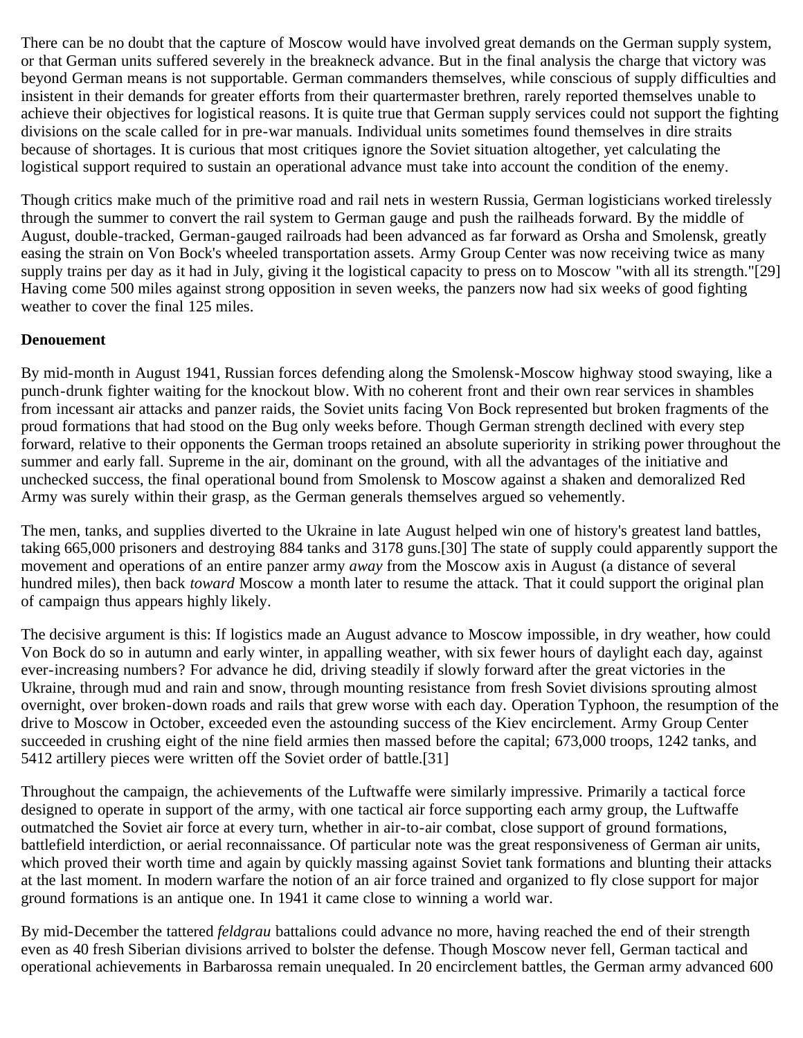There can be no doubt that the capture of Moscow would have involved great demands on the German supply system, or that German units suffered severely in the breakneck advance. But in the final analysis the charge that victory was beyond German means is not supportable. German commanders themselves, while conscious of supply difficulties and insistent in their demands for greater efforts from their quartermaster brethren, rarely reported themselves unable to achieve their objectives for logistical reasons. It is quite true that German supply services could not support the fighting divisions on the scale called for in pre-war manuals. Individual units sometimes found themselves in dire straits because of shortages. It is curious that most critiques ignore the Soviet situation altogether, yet calculating the logistical support required to sustain an operational advance must take into account the condition of the enemy.

Though critics make much of the primitive road and rail nets in western Russia, German logisticians worked tirelessly through the summer to convert the rail system to German gauge and push the railheads forward. By the middle of August, double-tracked, German-gauged railroads had been advanced as far forward as Orsha and Smolensk, greatly easing the strain on Von Bock's wheeled transportation assets. Army Group Center was now receiving twice as many supply trains per day as it had in July, giving it the logistical capacity to press on to Moscow "with all its strength."[29] Having come 500 miles against strong opposition in seven weeks, the panzers now had six weeks of good fighting weather to cover the final 125 miles.

**Denouement**

By mid-month in August 1941, Russian forces defending along the Smolensk-Moscow highway stood swaying, like a punch-drunk fighter waiting for the knockout blow. With no coherent front and their own rear services in shambles from incessant air attacks and panzer raids, the Soviet units facing Von Bock represented but broken fragments of the proud formations that had stood on the Bug only weeks before. Though German strength declined with every step forward, relative to their opponents the German troops retained an absolute superiority in striking power throughout the summer and early fall. Supreme in the air, dominant on the ground, with all the advantages of the initiative and unchecked success, the final operational bound from Smolensk to Moscow against a shaken and demoralized Red Army was surely within their grasp, as the German generals themselves argued so vehemently.

The men, tanks, and supplies diverted to the Ukraine in late August helped win one of history's greatest land battles, taking 665,000 prisoners and destroying 884 tanks and 3178 guns.[30] The state of supply could apparently support the movement and operations of an entire panzer army *away* from the Moscow axis in August (a distance of several hundred miles), then back *toward* Moscow a month later to resume the attack. That it could support the original plan of campaign thus appears highly likely.

The decisive argument is this: If logistics made an August advance to Moscow impossible, in dry weather, how could Von Bock do so in autumn and early winter, in appalling weather, with six fewer hours of daylight each day, against ever-increasing numbers? For advance he did, driving steadily if slowly forward after the great victories in the Ukraine, through mud and rain and snow, through mounting resistance from fresh Soviet divisions sprouting almost overnight, over broken-down roads and rails that grew worse with each day. Operation Typhoon, the resumption of the drive to Moscow in October, exceeded even the astounding success of the Kiev encirclement. Army Group Center succeeded in crushing eight of the nine field armies then massed before the capital; 673,000 troops, 1242 tanks, and 5412 artillery pieces were written off the Soviet order of battle.[31]

Throughout the campaign, the achievements of the Luftwaffe were similarly impressive. Primarily a tactical force designed to operate in support of the army, with one tactical air force supporting each army group, the Luftwaffe outmatched the Soviet air force at every turn, whether in air-to-air combat, close support of ground formations, battlefield interdiction, or aerial reconnaissance. Of particular note was the great responsiveness of German air units, which proved their worth time and again by quickly massing against Soviet tank formations and blunting their attacks at the last moment. In modern warfare the notion of an air force trained and organized to fly close support for major ground formations is an antique one. In 1941 it came close to winning a world war.

By mid-December the tattered *feldgrau* battalions could advance no more, having reached the end of their strength even as 40 fresh Siberian divisions arrived to bolster the defense. Though Moscow never fell, German tactical and operational achievements in Barbarossa remain unequaled. In 20 encirclement battles, the German army advanced 600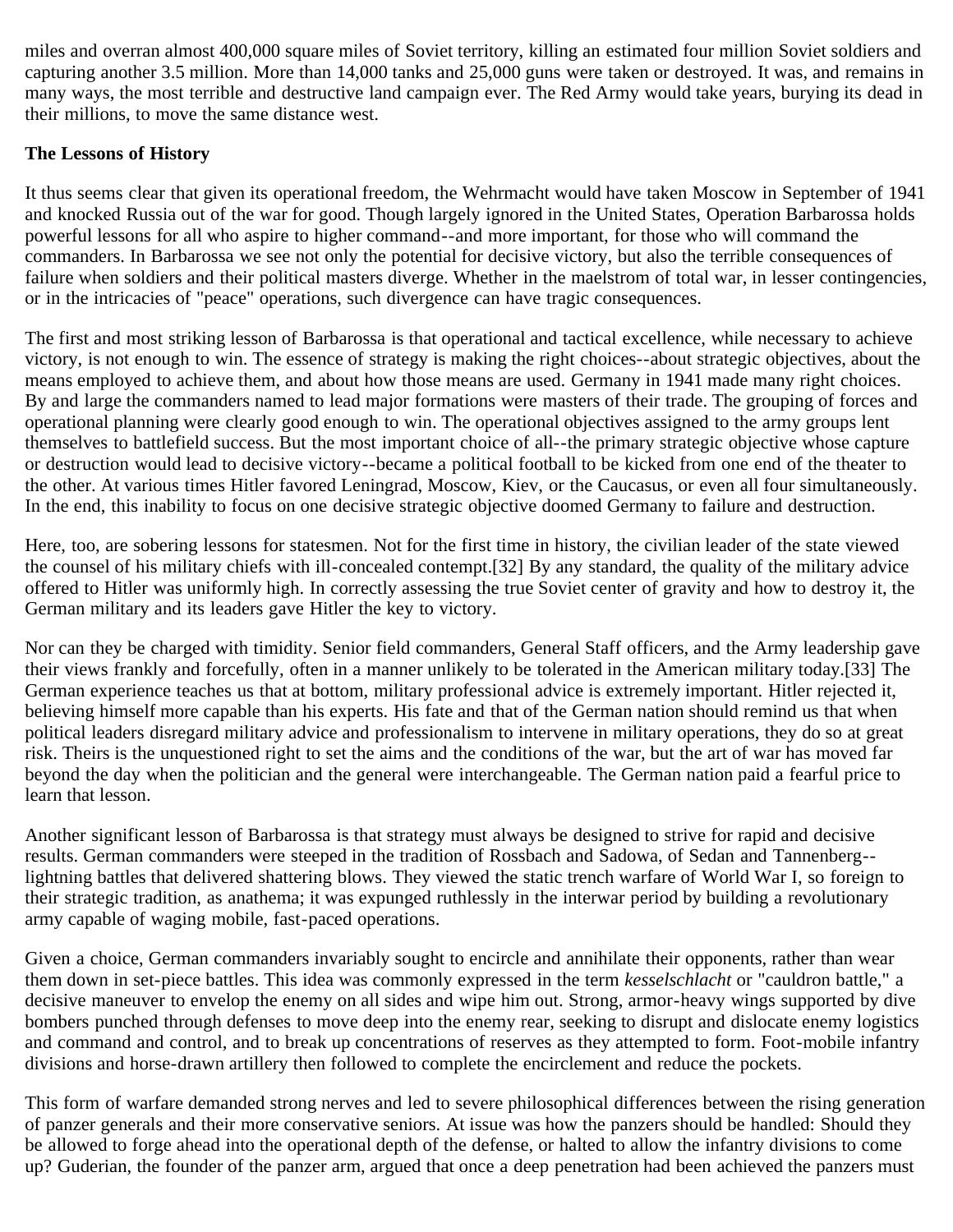miles and overran almost 400,000 square miles of Soviet territory, killing an estimated four million Soviet soldiers and capturing another 3.5 million. More than 14,000 tanks and 25,000 guns were taken or destroyed. It was, and remains in many ways, the most terrible and destructive land campaign ever. The Red Army would take years, burying its dead in their millions, to move the same distance west.

**The Lessons of History**

It thus seems clear that given its operational freedom, the Wehrmacht would have taken Moscow in September of 1941 and knocked Russia out of the war for good. Though largely ignored in the United States, Operation Barbarossa holds powerful lessons for all who aspire to higher command--and more important, for those who will command the commanders. In Barbarossa we see not only the potential for decisive victory, but also the terrible consequences of failure when soldiers and their political masters diverge. Whether in the maelstrom of total war, in lesser contingencies, or in the intricacies of "peace" operations, such divergence can have tragic consequences.

The first and most striking lesson of Barbarossa is that operational and tactical excellence, while necessary to achieve victory, is not enough to win. The essence of strategy is making the right choices--about strategic objectives, about the means employed to achieve them, and about how those means are used. Germany in 1941 made many right choices. By and large the commanders named to lead major formations were masters of their trade. The grouping of forces and operational planning were clearly good enough to win. The operational objectives assigned to the army groups lent themselves to battlefield success. But the most important choice of all--the primary strategic objective whose capture or destruction would lead to decisive victory--became a political football to be kicked from one end of the theater to the other. At various times Hitler favored Leningrad, Moscow, Kiev, or the Caucasus, or even all four simultaneously. In the end, this inability to focus on one decisive strategic objective doomed Germany to failure and destruction.

Here, too, are sobering lessons for statesmen. Not for the first time in history, the civilian leader of the state viewed the counsel of his military chiefs with ill-concealed contempt.[32] By any standard, the quality of the military advice offered to Hitler was uniformly high. In correctly assessing the true Soviet center of gravity and how to destroy it, the German military and its leaders gave Hitler the key to victory.

Nor can they be charged with timidity. Senior field commanders, General Staff officers, and the Army leadership gave their views frankly and forcefully, often in a manner unlikely to be tolerated in the American military today.[33] The German experience teaches us that at bottom, military professional advice is extremely important. Hitler rejected it, believing himself more capable than his experts. His fate and that of the German nation should remind us that when political leaders disregard military advice and professionalism to intervene in military operations, they do so at great risk. Theirs is the unquestioned right to set the aims and the conditions of the war, but the art of war has moved far beyond the day when the politician and the general were interchangeable. The German nation paid a fearful price to learn that lesson.

Another significant lesson of Barbarossa is that strategy must always be designed to strive for rapid and decisive results. German commanders were steeped in the tradition of Rossbach and Sadowa, of Sedan and Tannenberg--lightning battles that delivered shattering blows. They viewed the static trench warfare of World War I, so foreign to their strategic tradition, as anathema; it was expunged ruthlessly in the interwar period by building a revolutionary army capable of waging mobile, fast-paced operations.

Given a choice, German commanders invariably sought to encircle and annihilate their opponents, rather than wear them down in set-piece battles. This idea was commonly expressed in the term *kesselschlacht* or "cauldron battle," a decisive maneuver to envelop the enemy on all sides and wipe him out. Strong, armor-heavy wings supported by dive bombers punched through defenses to move deep into the enemy rear, seeking to disrupt and dislocate enemy logistics and command and control, and to break up concentrations of reserves as they attempted to form. Foot-mobile infantry divisions and horse-drawn artillery then followed to complete the encirclement and reduce the pockets.

This form of warfare demanded strong nerves and led to severe philosophical differences between the rising generation of panzer generals and their more conservative seniors. At issue was how the panzers should be handled: Should they be allowed to forge ahead into the operational depth of the defense, or halted to allow the infantry divisions to come up? Guderian, the founder of the panzer arm, argued that once a deep penetration had been achieved the panzers must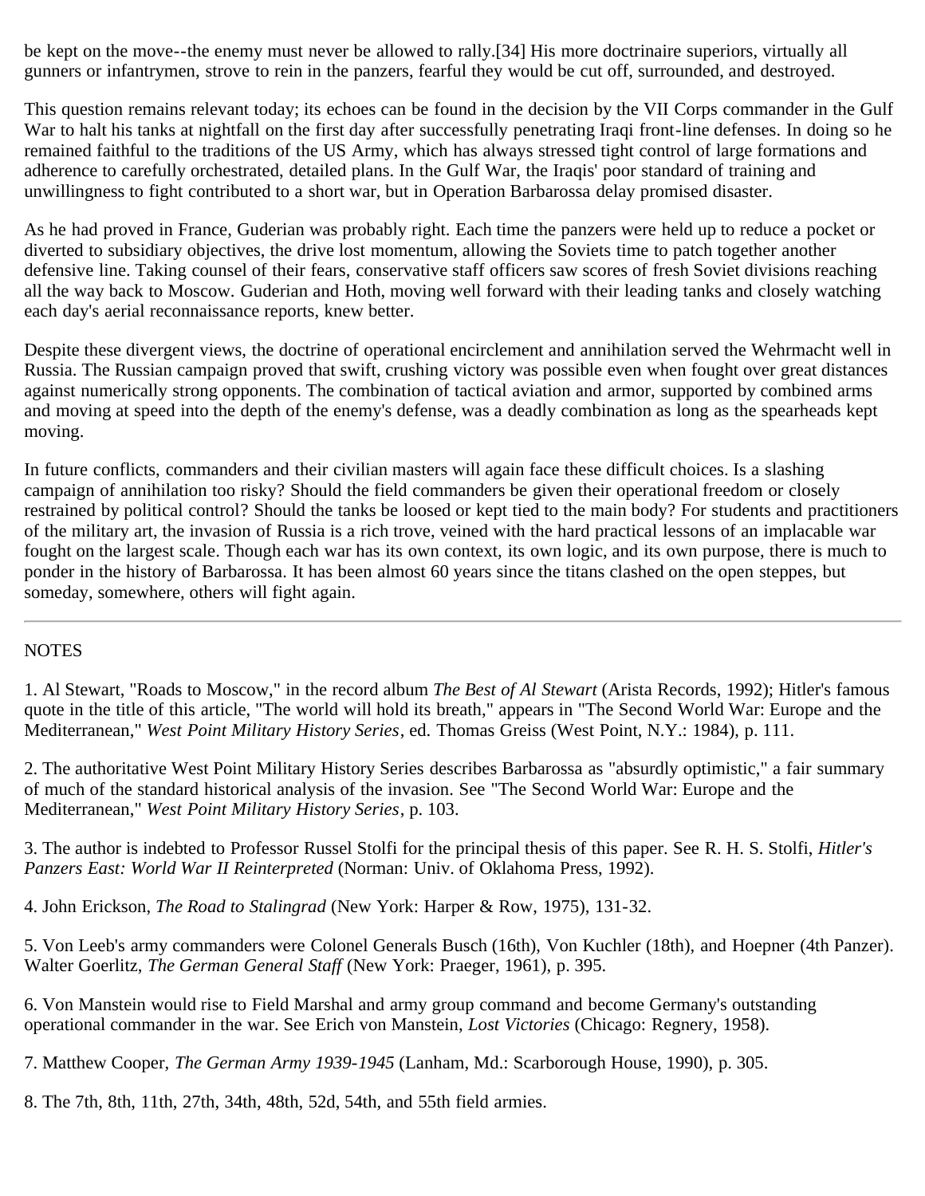be kept on the move--the enemy must never be allowed to rally.[34] His more doctrinaire superiors, virtually all gunners or infantrymen, strove to rein in the panzers, fearful they would be cut off, surrounded, and destroyed.

This question remains relevant today; its echoes can be found in the decision by the VII Corps commander in the Gulf War to halt his tanks at nightfall on the first day after successfully penetrating Iraqi front-line defenses. In doing so he remained faithful to the traditions of the US Army, which has always stressed tight control of large formations and adherence to carefully orchestrated, detailed plans. In the Gulf War, the Iraqis' poor standard of training and unwillingness to fight contributed to a short war, but in Operation Barbarossa delay promised disaster.

As he had proved in France, Guderian was probably right. Each time the panzers were held up to reduce a pocket or diverted to subsidiary objectives, the drive lost momentum, allowing the Soviets time to patch together another defensive line. Taking counsel of their fears, conservative staff officers saw scores of fresh Soviet divisions reaching all the way back to Moscow. Guderian and Hoth, moving well forward with their leading tanks and closely watching each day's aerial reconnaissance reports, knew better.

Despite these divergent views, the doctrine of operational encirclement and annihilation served the Wehrmacht well in Russia. The Russian campaign proved that swift, crushing victory was possible even when fought over great distances against numerically strong opponents. The combination of tactical aviation and armor, supported by combined arms and moving at speed into the depth of the enemy's defense, was a deadly combination as long as the spearheads kept moving.

In future conflicts, commanders and their civilian masters will again face these difficult choices. Is a slashing campaign of annihilation too risky? Should the field commanders be given their operational freedom or closely restrained by political control? Should the tanks be loosed or kept tied to the main body? For students and practitioners of the military art, the invasion of Russia is a rich trove, veined with the hard practical lessons of an implacable war fought on the largest scale. Though each war has its own context, its own logic, and its own purpose, there is much to ponder in the history of Barbarossa. It has been almost 60 years since the titans clashed on the open steppes, but someday, somewhere, others will fight again.

---

NOTES

1. Al Stewart, "Roads to Moscow," in the record album *The Best of Al Stewart* (Arista Records, 1992); Hitler's famous quote in the title of this article, "The world will hold its breath," appears in "The Second World War: Europe and the Mediterranean," *West Point Military History Series*, ed. Thomas Greiss (West Point, N.Y.: 1984), p. 111.

2. The authoritative West Point Military History Series describes Barbarossa as "absurdly optimistic," a fair summary of much of the standard historical analysis of the invasion. See "The Second World War: Europe and the Mediterranean," *West Point Military History Series*, p. 103.

3. The author is indebted to Professor Russel Stolfi for the principal thesis of this paper. See R. H. S. Stolfi, *Hitler's Panzers East: World War II Reinterpreted* (Norman: Univ. of Oklahoma Press, 1992).

4. John Erickson, *The Road to Stalingrad* (New York: Harper & Row, 1975), 131-32.

5. Von Leeb's army commanders were Colonel Generals Busch (16th), Von Kuchler (18th), and Hoepner (4th Panzer). Walter Goerlitz, *The German General Staff* (New York: Praeger, 1961), p. 395.

6. Von Manstein would rise to Field Marshal and army group command and become Germany's outstanding operational commander in the war. See Erich von Manstein, *Lost Victories* (Chicago: Regnery, 1958).

7. Matthew Cooper, *The German Army 1939-1945* (Lanham, Md.: Scarborough House, 1990), p. 305.

8. The 7th, 8th, 11th, 27th, 34th, 48th, 52d, 54th, and 55th field armies.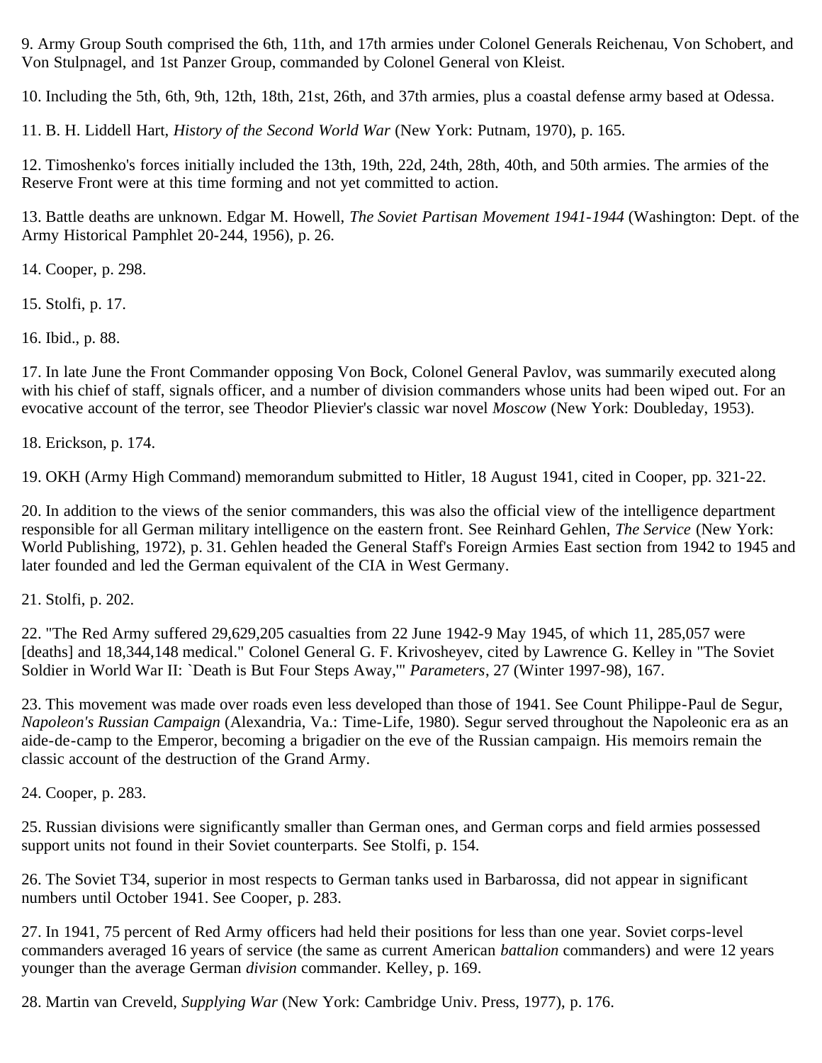9. Army Group South comprised the 6th, 11th, and 17th armies under Colonel Generals Reichenau, Von Schobert, and Von Stulpnagel, and 1st Panzer Group, commanded by Colonel General von Kleist.

10. Including the 5th, 6th, 9th, 12th, 18th, 21st, 26th, and 37th armies, plus a coastal defense army based at Odessa.

11. B. H. Liddell Hart, *History of the Second World War* (New York: Putnam, 1970), p. 165.

12. Timoshenko's forces initially included the 13th, 19th, 22d, 24th, 28th, 40th, and 50th armies. The armies of the Reserve Front were at this time forming and not yet committed to action.

13. Battle deaths are unknown. Edgar M. Howell, *The Soviet Partisan Movement 1941-1944* (Washington: Dept. of the Army Historical Pamphlet 20-244, 1956), p. 26.

14. Cooper, p. 298.

15. Stolfi, p. 17.

16. Ibid., p. 88.

17. In late June the Front Commander opposing Von Bock, Colonel General Pavlov, was summarily executed along with his chief of staff, signals officer, and a number of division commanders whose units had been wiped out. For an evocative account of the terror, see Theodor Plievier's classic war novel *Moscow* (New York: Doubleday, 1953).

18. Erickson, p. 174.

19. OKH (Army High Command) memorandum submitted to Hitler, 18 August 1941, cited in Cooper, pp. 321-22.

20. In addition to the views of the senior commanders, this was also the official view of the intelligence department responsible for all German military intelligence on the eastern front. See Reinhard Gehlen, *The Service* (New York: World Publishing, 1972), p. 31. Gehlen headed the General Staff's Foreign Armies East section from 1942 to 1945 and later founded and led the German equivalent of the CIA in West Germany.

21. Stolfi, p. 202.

22. "The Red Army suffered 29,629,205 casualties from 22 June 1942-9 May 1945, of which 11, 285,057 were [deaths] and 18,344,148 medical." Colonel General G. F. Krivosheyev, cited by Lawrence G. Kelley in "The Soviet Soldier in World War II: `Death is But Four Steps Away,'" *Parameters*, 27 (Winter 1997-98), 167.

23. This movement was made over roads even less developed than those of 1941. See Count Philippe-Paul de Segur, *Napoleon's Russian Campaign* (Alexandria, Va.: Time-Life, 1980). Segur served throughout the Napoleonic era as an aide-de-camp to the Emperor, becoming a brigadier on the eve of the Russian campaign. His memoirs remain the classic account of the destruction of the Grand Army.

24. Cooper, p. 283.

25. Russian divisions were significantly smaller than German ones, and German corps and field armies possessed support units not found in their Soviet counterparts. See Stolfi, p. 154.

26. The Soviet T34, superior in most respects to German tanks used in Barbarossa, did not appear in significant numbers until October 1941. See Cooper, p. 283.

27. In 1941, 75 percent of Red Army officers had held their positions for less than one year. Soviet corps-level commanders averaged 16 years of service (the same as current American *battalion* commanders) and were 12 years younger than the average German *division* commander. Kelley, p. 169.

28. Martin van Creveld, *Supplying War* (New York: Cambridge Univ. Press, 1977), p. 176.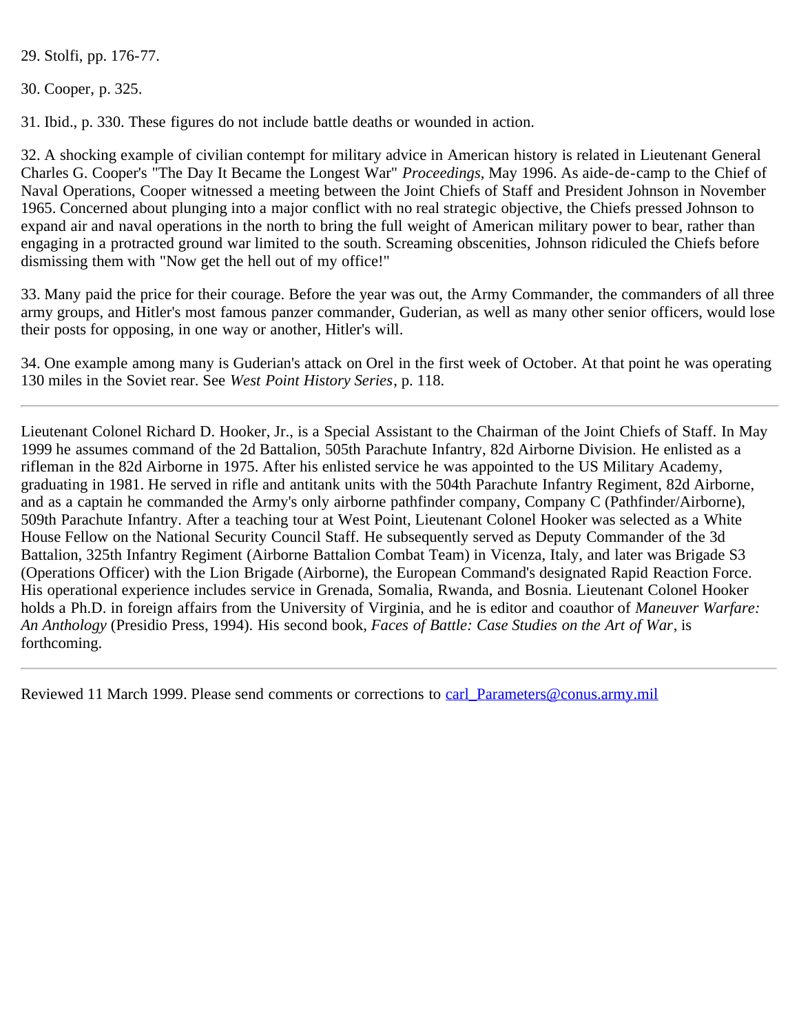29. Stolfi, pp. 176-77.

30. Cooper, p. 325.

31. Ibid., p. 330. These figures do not include battle deaths or wounded in action.

32. A shocking example of civilian contempt for military advice in American history is related in Lieutenant General Charles G. Cooper's "The Day It Became the Longest War" *Proceedings*, May 1996. As aide-de-camp to the Chief of Naval Operations, Cooper witnessed a meeting between the Joint Chiefs of Staff and President Johnson in November 1965. Concerned about plunging into a major conflict with no real strategic objective, the Chiefs pressed Johnson to expand air and naval operations in the north to bring the full weight of American military power to bear, rather than engaging in a protracted ground war limited to the south. Screaming obscenities, Johnson ridiculed the Chiefs before dismissing them with "Now get the hell out of my office!"

33. Many paid the price for their courage. Before the year was out, the Army Commander, the commanders of all three army groups, and Hitler's most famous panzer commander, Guderian, as well as many other senior officers, would lose their posts for opposing, in one way or another, Hitler's will.

34. One example among many is Guderian's attack on Orel in the first week of October. At that point he was operating 130 miles in the Soviet rear. See *West Point History Series*, p. 118.

---

Lieutenant Colonel Richard D. Hooker, Jr., is a Special Assistant to the Chairman of the Joint Chiefs of Staff. In May 1999 he assumes command of the 2d Battalion, 505th Parachute Infantry, 82d Airborne Division. He enlisted as a rifleman in the 82d Airborne in 1975. After his enlisted service he was appointed to the US Military Academy, graduating in 1981. He served in rifle and antitank units with the 504th Parachute Infantry Regiment, 82d Airborne, and as a captain he commanded the Army's only airborne pathfinder company, Company C (Pathfinder/Airborne), 509th Parachute Infantry. After a teaching tour at West Point, Lieutenant Colonel Hooker was selected as a White House Fellow on the National Security Council Staff. He subsequently served as Deputy Commander of the 3d Battalion, 325th Infantry Regiment (Airborne Battalion Combat Team) in Vicenza, Italy, and later was Brigade S3 (Operations Officer) with the Lion Brigade (Airborne), the European Command's designated Rapid Reaction Force. His operational experience includes service in Grenada, Somalia, Rwanda, and Bosnia. Lieutenant Colonel Hooker holds a Ph.D. in foreign affairs from the University of Virginia, and he is editor and coauthor of *Maneuver Warfare: An Anthology* (Presidio Press, 1994). His second book, *Faces of Battle: Case Studies on the Art of War*, is forthcoming.

---

Reviewed 11 March 1999. Please send comments or corrections to carl_Parameters@conus.army.mil